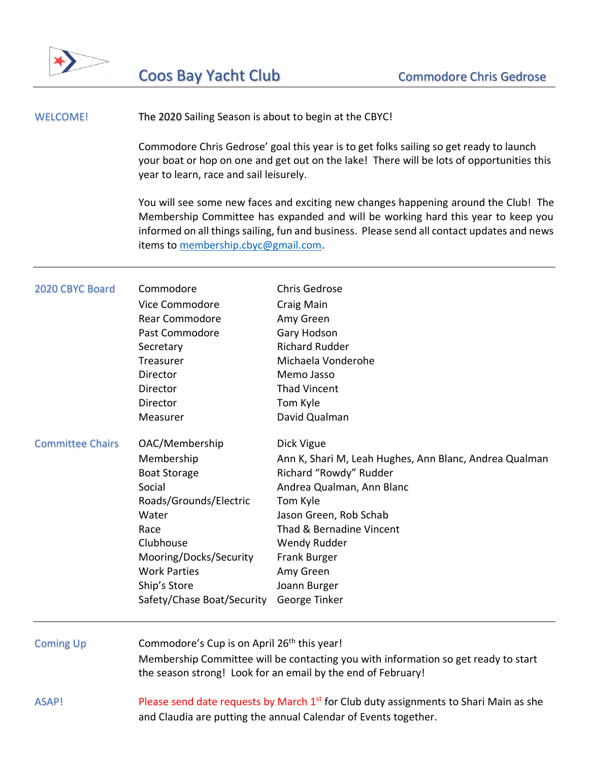# Coos Bay Yacht Club

**Commodore Chris Gedrose**

---

## WELCOME!

The 2020 Sailing Season is about to begin at the CBYC!

Commodore Chris Gedrose' goal this year is to get folks sailing so get ready to launch your boat or hop on one and get out on the lake! There will be lots of opportunities this year to learn, race and sail leisurely.

You will see some new faces and exciting new changes happening around the Club! The Membership Committee has expanded and will be working hard this year to keep you informed on all things sailing, fun and business. Please send all contact updates and news items to membership.cbyc@gmail.com.

---

## 2020 CBYC Board

| Position | Name |
|---|---|
| Commodore | Chris Gedrose |
| Vice Commodore | Craig Main |
| Rear Commodore | Amy Green |
| Past Commodore | Gary Hodson |
| Secretary | Richard Rudder |
| Treasurer | Michaela Vonderohe |
| Director | Memo Jasso |
| Director | Thad Vincent |
| Director | Tom Kyle |
| Measurer | David Qualman |

## Committee Chairs

| Committee | Chair(s) |
|---|---|
| OAC/Membership | Dick Vigue |
| Membership | Ann K, Shari M, Leah Hughes, Ann Blanc, Andrea Qualman |
| Boat Storage | Richard "Rowdy" Rudder |
| Social | Andrea Qualman, Ann Blanc |
| Roads/Grounds/Electric | Tom Kyle |
| Water | Jason Green, Rob Schab |
| Race | Thad & Bernadine Vincent |
| Clubhouse | Wendy Rudder |
| Mooring/Docks/Security | Frank Burger |
| Work Parties | Amy Green |
| Ship's Store | Joann Burger |
| Safety/Chase Boat/Security | George Tinker |

---

## Coming Up

Commodore's Cup is on April 26th this year!
Membership Committee will be contacting you with information so get ready to start the season strong! Look for an email by the end of February!

## ASAP!

Please send date requests by March 1st for Club duty assignments to Shari Main as she and Claudia are putting the annual Calendar of Events together.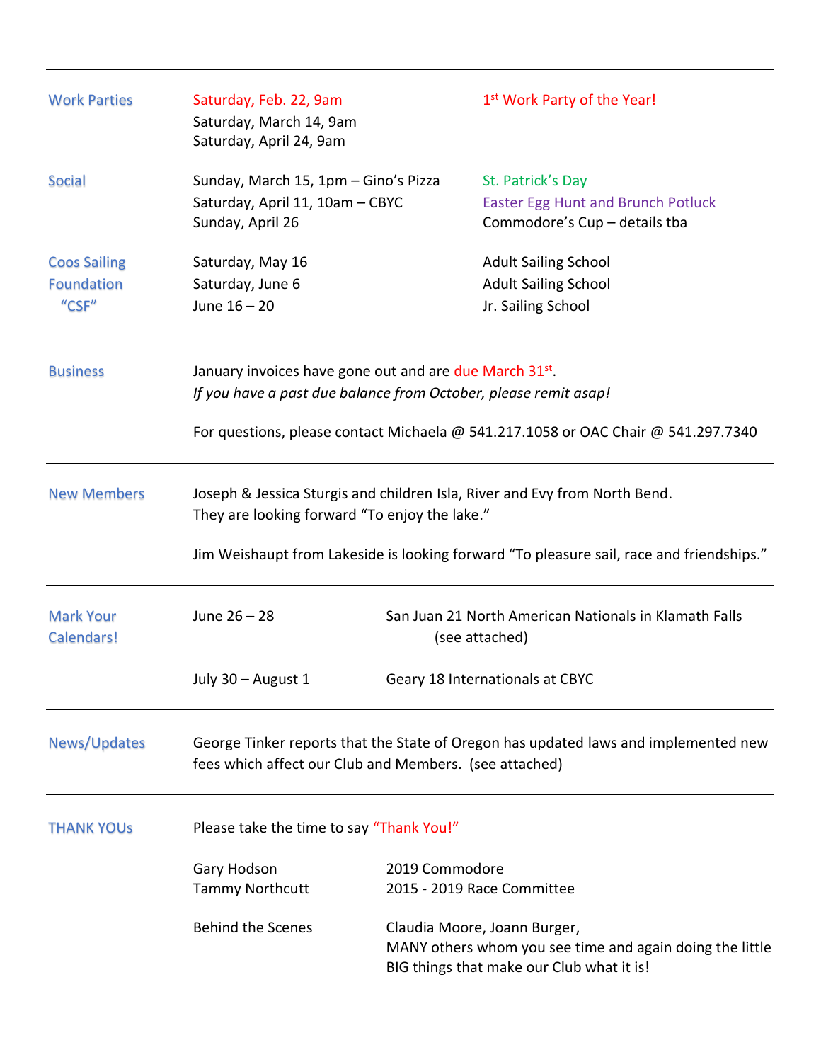| | | |
|---|---|---|
| Work Parties | Saturday, Feb. 22, 9am | 1st Work Party of the Year! |
| | Saturday, March 14, 9am | |
| | Saturday, April 24, 9am | |
| Social | Sunday, March 15, 1pm – Gino's Pizza | St. Patrick's Day |
| | Saturday, April 11, 10am – CBYC | Easter Egg Hunt and Brunch Potluck |
| | Sunday, April 26 | Commodore's Cup – details tba |
| Coos Sailing Foundation "CSF" | Saturday, May 16 | Adult Sailing School |
| | Saturday, June 6 | Adult Sailing School |
| | June 16 – 20 | Jr. Sailing School |

---

**Business**

January invoices have gone out and are due March 31st.
*If you have a past due balance from October, please remit asap!*

For questions, please contact Michaela @ 541.217.1058 or OAC Chair @ 541.297.7340

---

**New Members**

Joseph & Jessica Sturgis and children Isla, River and Evy from North Bend.
They are looking forward "To enjoy the lake."

Jim Weishaupt from Lakeside is looking forward "To pleasure sail, race and friendships."

---

**Mark Your Calendars!**

| | |
|---|---|
| June 26 – 28 | San Juan 21 North American Nationals in Klamath Falls (see attached) |
| July 30 – August 1 | Geary 18 Internationals at CBYC |

---

**News/Updates**

George Tinker reports that the State of Oregon has updated laws and implemented new fees which affect our Club and Members. (see attached)

---

**THANK YOUs**

Please take the time to say "Thank You!"

| | |
|---|---|
| Gary Hodson | 2019 Commodore |
| Tammy Northcutt | 2015 - 2019 Race Committee |
| Behind the Scenes | Claudia Moore, Joann Burger, MANY others whom you see time and again doing the little BIG things that make our Club what it is! |